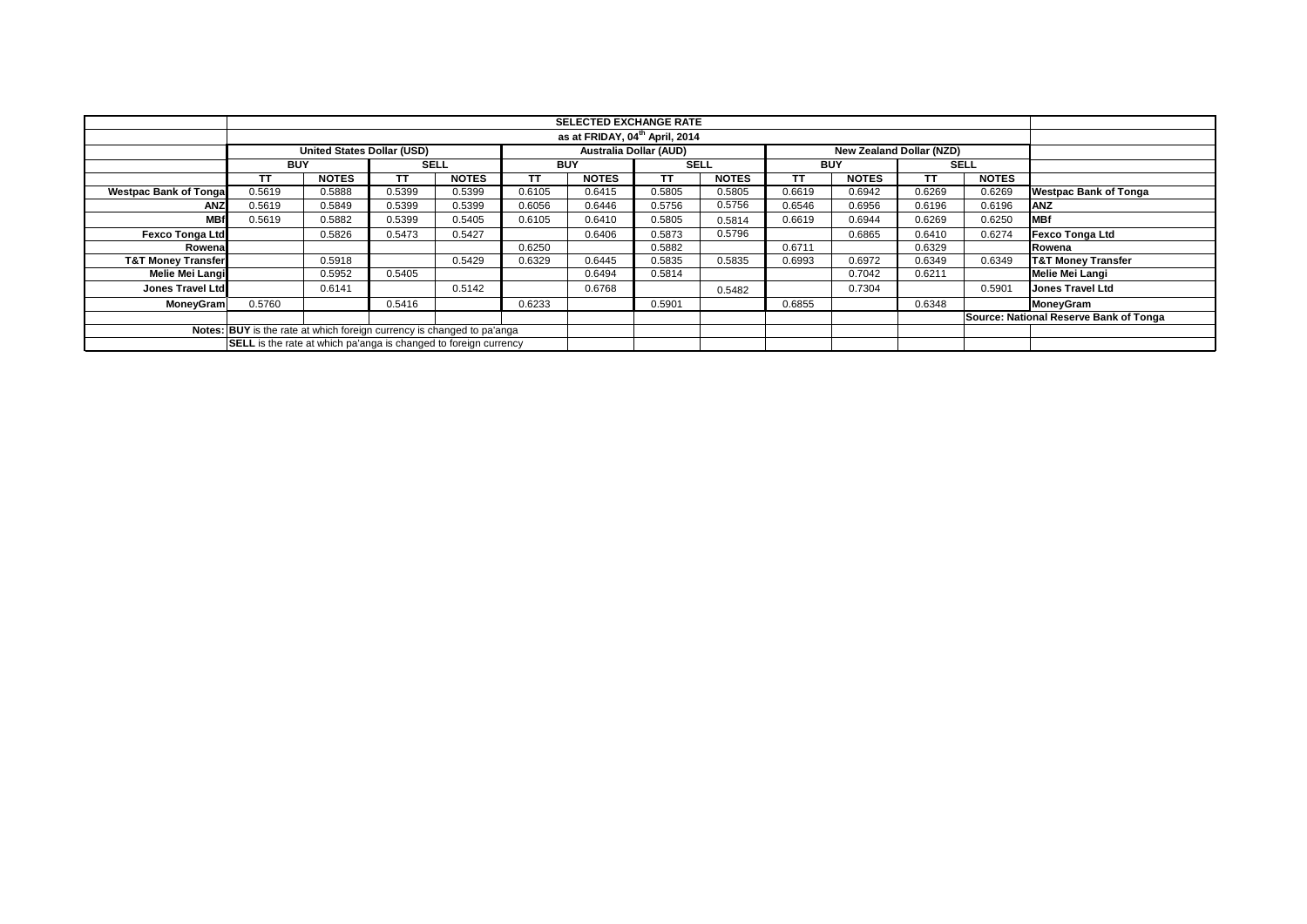| | SELECTED EXCHANGE RATE | | | | | | | | | | | | |
|---|---|---|---|---|---|---|---|---|---|---|---|---|---|
| | as at FRIDAY, 04th April, 2014 | | | | | | | | | | | | |
| | United States Dollar (USD) | | | | Australia Dollar (AUD) | | | | New Zealand Dollar (NZD) | | | | |
| | BUY | | SELL | | BUY | | SELL | | BUY | | SELL | | |
| | TT | NOTES | TT | NOTES | TT | NOTES | TT | NOTES | TT | NOTES | TT | NOTES | |
| Westpac Bank of Tonga | 0.5619 | 0.5888 | 0.5399 | 0.5399 | 0.6105 | 0.6415 | 0.5805 | 0.5805 | 0.6619 | 0.6942 | 0.6269 | 0.6269 | Westpac Bank of Tonga |
| ANZ | 0.5619 | 0.5849 | 0.5399 | 0.5399 | 0.6056 | 0.6446 | 0.5756 | 0.5756 | 0.6546 | 0.6956 | 0.6196 | 0.6196 | ANZ |
| MBf | 0.5619 | 0.5882 | 0.5399 | 0.5405 | 0.6105 | 0.6410 | 0.5805 | 0.5814 | 0.6619 | 0.6944 | 0.6269 | 0.6250 | MBf |
| Fexco Tonga Ltd | | 0.5826 | 0.5473 | 0.5427 | | 0.6406 | 0.5873 | 0.5796 | | 0.6865 | 0.6410 | 0.6274 | Fexco Tonga Ltd |
| Rowena | | | | | 0.6250 | | 0.5882 | | 0.6711 | | 0.6329 | | Rowena |
| T&T Money Transfer | | 0.5918 | | 0.5429 | 0.6329 | 0.6445 | 0.5835 | 0.5835 | 0.6993 | 0.6972 | 0.6349 | 0.6349 | T&T Money Transfer |
| Melie Mei Langi | | 0.5952 | 0.5405 | | | 0.6494 | 0.5814 | | | 0.7042 | 0.6211 | | Melie Mei Langi |
| Jones Travel Ltd | | 0.6141 | | 0.5142 | | 0.6768 | | 0.5482 | | 0.7304 | | 0.5901 | Jones Travel Ltd |
| MoneyGram | 0.5760 | | 0.5416 | | 0.6233 | | 0.5901 | | 0.6855 | | 0.6348 | | MoneyGram |
| | | | | | | | | | | | | | Source: National Reserve Bank of Tonga |
| Notes: | BUY is the rate at which foreign currency is changed to pa'anga | | | | | | | | | | | | |
| | SELL is the rate at which pa'anga is changed to foreign currency | | | | | | | | | | | | |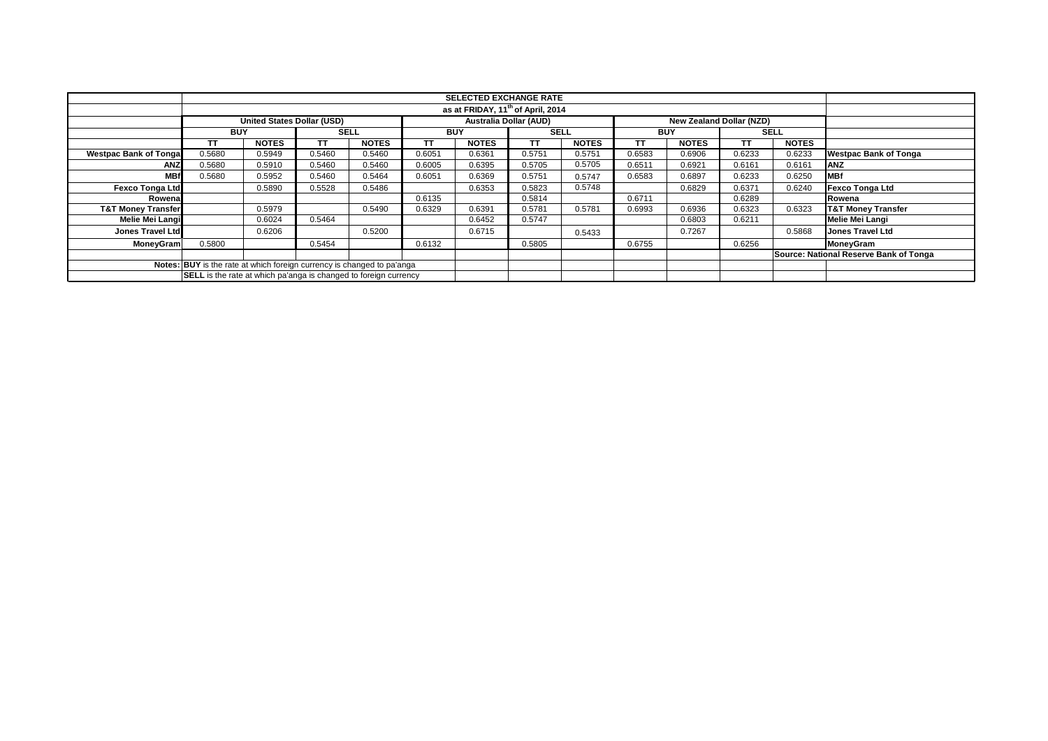| | SELECTED EXCHANGE RATE | | | | | | | | | | | | |
|---|---|---|---|---|---|---|---|---|---|---|---|---|---|
| | as at FRIDAY, 11th of April, 2014 | | | | | | | | | | | | |
| | United States Dollar (USD) | | | | Australia Dollar (AUD) | | | | New Zealand Dollar (NZD) | | | | |
| | BUY | | SELL | | BUY | | SELL | | BUY | | SELL | | |
| | TT | NOTES | TT | NOTES | TT | NOTES | TT | NOTES | TT | NOTES | TT | NOTES | |
| **Westpac Bank of Tonga** | 0.5680 | 0.5949 | 0.5460 | 0.5460 | 0.6051 | 0.6361 | 0.5751 | 0.5751 | 0.6583 | 0.6906 | 0.6233 | 0.6233 | **Westpac Bank of Tonga** |
| **ANZ** | 0.5680 | 0.5910 | 0.5460 | 0.5460 | 0.6005 | 0.6395 | 0.5705 | 0.5705 | 0.6511 | 0.6921 | 0.6161 | 0.6161 | **ANZ** |
| **MBf** | 0.5680 | 0.5952 | 0.5460 | 0.5464 | 0.6051 | 0.6369 | 0.5751 | 0.5747 | 0.6583 | 0.6897 | 0.6233 | 0.6250 | **MBf** |
| **Fexco Tonga Ltd** | | 0.5890 | 0.5528 | 0.5486 | | 0.6353 | 0.5823 | 0.5748 | | 0.6829 | 0.6371 | 0.6240 | **Fexco Tonga Ltd** |
| **Rowena** | | | | | 0.6135 | | 0.5814 | | 0.6711 | | 0.6289 | | **Rowena** |
| **T&T Money Transfer** | | 0.5979 | | 0.5490 | 0.6329 | 0.6391 | 0.5781 | 0.5781 | 0.6993 | 0.6936 | 0.6323 | 0.6323 | **T&T Money Transfer** |
| **Melie Mei Langi** | | 0.6024 | 0.5464 | | | 0.6452 | 0.5747 | | | 0.6803 | 0.6211 | | **Melie Mei Langi** |
| **Jones Travel Ltd** | | 0.6206 | | 0.5200 | | 0.6715 | | 0.5433 | | 0.7267 | | 0.5868 | **Jones Travel Ltd** |
| **MoneyGram** | 0.5800 | | 0.5454 | | 0.6132 | | 0.5805 | | 0.6755 | | 0.6256 | | **MoneyGram** |
| | | | | | | | | | | | | | **Source: National Reserve Bank of Tonga** |
| | **Notes: BUY** is the rate at which foreign currency is changed to pa'anga | | | | | | | | | | | | |
| | **SELL** is the rate at which pa'anga is changed to foreign currency | | | | | | | | | | | | |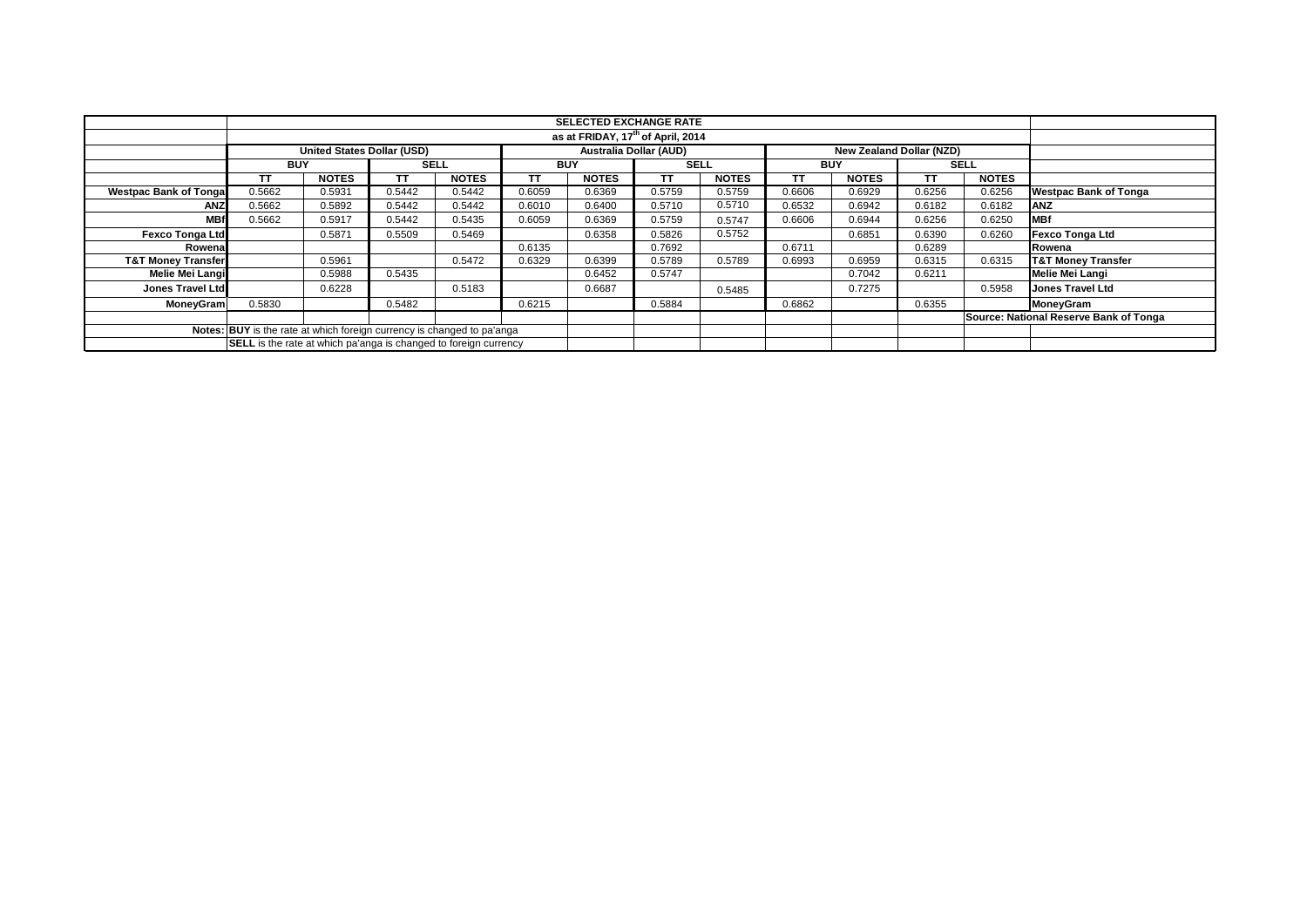| | SELECTED EXCHANGE RATE | | | | | | | | | | | | |
|---|---|---|---|---|---|---|---|---|---|---|---|---|---|
| | as at FRIDAY, 17th of April, 2014 | | | | | | | | | | | | |
| | United States Dollar (USD) | | | | Australia Dollar (AUD) | | | | New Zealand Dollar (NZD) | | | | |
| | BUY | | SELL | | BUY | | SELL | | BUY | | SELL | | |
| | TT | NOTES | TT | NOTES | TT | NOTES | TT | NOTES | TT | NOTES | TT | NOTES | |
| **Westpac Bank of Tonga** | 0.5662 | 0.5931 | 0.5442 | 0.5442 | 0.6059 | 0.6369 | 0.5759 | 0.5759 | 0.6606 | 0.6929 | 0.6256 | 0.6256 | **Westpac Bank of Tonga** |
| **ANZ** | 0.5662 | 0.5892 | 0.5442 | 0.5442 | 0.6010 | 0.6400 | 0.5710 | 0.5710 | 0.6532 | 0.6942 | 0.6182 | 0.6182 | **ANZ** |
| **MBf** | 0.5662 | 0.5917 | 0.5442 | 0.5435 | 0.6059 | 0.6369 | 0.5759 | 0.5747 | 0.6606 | 0.6944 | 0.6256 | 0.6250 | **MBf** |
| **Fexco Tonga Ltd** | | 0.5871 | 0.5509 | 0.5469 | | 0.6358 | 0.5826 | 0.5752 | | 0.6851 | 0.6390 | 0.6260 | **Fexco Tonga Ltd** |
| **Rowena** | | | | | 0.6135 | | 0.7692 | | 0.6711 | | 0.6289 | | **Rowena** |
| **T&T Money Transfer** | | 0.5961 | | 0.5472 | 0.6329 | 0.6399 | 0.5789 | 0.5789 | 0.6993 | 0.6959 | 0.6315 | 0.6315 | **T&T Money Transfer** |
| **Melie Mei Langi** | | 0.5988 | 0.5435 | | | 0.6452 | 0.5747 | | | 0.7042 | 0.6211 | | **Melie Mei Langi** |
| **Jones Travel Ltd** | | 0.6228 | | 0.5183 | | 0.6687 | | 0.5485 | | 0.7275 | | 0.5958 | **Jones Travel Ltd** |
| **MoneyGram** | 0.5830 | | 0.5482 | | 0.6215 | | 0.5884 | | 0.6862 | | 0.6355 | | **MoneyGram** |
| | | | | | | | | | | | | | **Source: National Reserve Bank of Tonga** |
| | **Notes: BUY** is the rate at which foreign currency is changed to pa'anga | | | | | | | | | | | | |
| | **SELL** is the rate at which pa'anga is changed to foreign currency | | | | | | | | | | | | |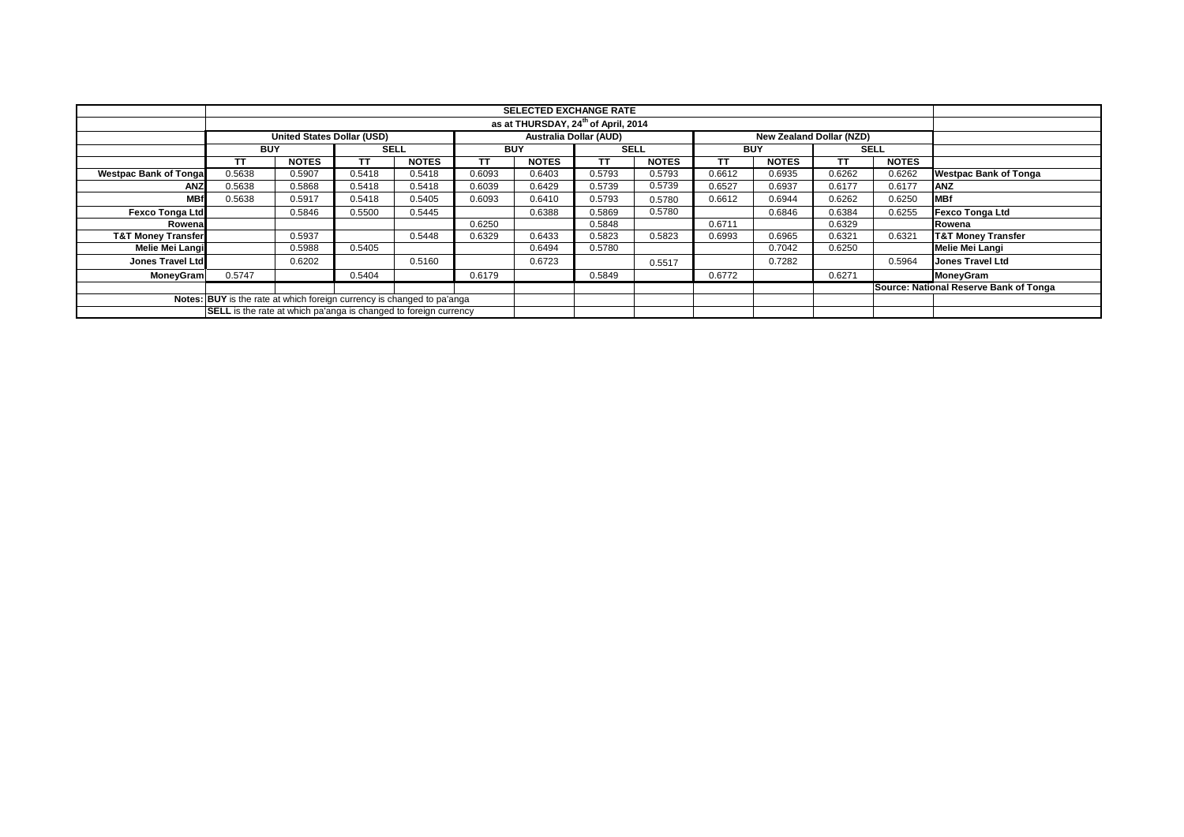| | SELECTED EXCHANGE RATE | | | | | | | | | | | | |
|---|---|---|---|---|---|---|---|---|---|---|---|---|---|
| | as at THURSDAY, 24th of April, 2014 | | | | | | | | | | | | |
| | United States Dollar (USD) | | | | Australia Dollar (AUD) | | | | New Zealand Dollar (NZD) | | | | |
| | BUY | | SELL | | BUY | | SELL | | BUY | | SELL | | |
| | TT | NOTES | TT | NOTES | TT | NOTES | TT | NOTES | TT | NOTES | TT | NOTES | |
| **Westpac Bank of Tonga** | 0.5638 | 0.5907 | 0.5418 | 0.5418 | 0.6093 | 0.6403 | 0.5793 | 0.5793 | 0.6612 | 0.6935 | 0.6262 | 0.6262 | **Westpac Bank of Tonga** |
| **ANZ** | 0.5638 | 0.5868 | 0.5418 | 0.5418 | 0.6039 | 0.6429 | 0.5739 | 0.5739 | 0.6527 | 0.6937 | 0.6177 | 0.6177 | **ANZ** |
| **MBf** | 0.5638 | 0.5917 | 0.5418 | 0.5405 | 0.6093 | 0.6410 | 0.5793 | 0.5780 | 0.6612 | 0.6944 | 0.6262 | 0.6250 | **MBf** |
| **Fexco Tonga Ltd** | | 0.5846 | 0.5500 | 0.5445 | | 0.6388 | 0.5869 | 0.5780 | | 0.6846 | 0.6384 | 0.6255 | **Fexco Tonga Ltd** |
| **Rowena** | | | | | 0.6250 | | 0.5848 | | 0.6711 | | 0.6329 | | **Rowena** |
| **T&T Money Transfer** | | 0.5937 | | 0.5448 | 0.6329 | 0.6433 | 0.5823 | 0.5823 | 0.6993 | 0.6965 | 0.6321 | 0.6321 | **T&T Money Transfer** |
| **Melie Mei Langi** | | 0.5988 | 0.5405 | | | 0.6494 | 0.5780 | | | 0.7042 | 0.6250 | | **Melie Mei Langi** |
| **Jones Travel Ltd** | | 0.6202 | | 0.5160 | | 0.6723 | | 0.5517 | | 0.7282 | | 0.5964 | **Jones Travel Ltd** |
| **MoneyGram** | 0.5747 | | 0.5404 | | 0.6179 | | 0.5849 | | 0.6772 | | 0.6271 | | **MoneyGram** |
| | | | | | | | | | | | | | **Source: National Reserve Bank of Tonga** |
| **Notes:** | **BUY** is the rate at which foreign currency is changed to pa'anga | | | | | | | | | | | | |
| | **SELL** is the rate at which pa'anga is changed to foreign currency | | | | | | | | | | | | |